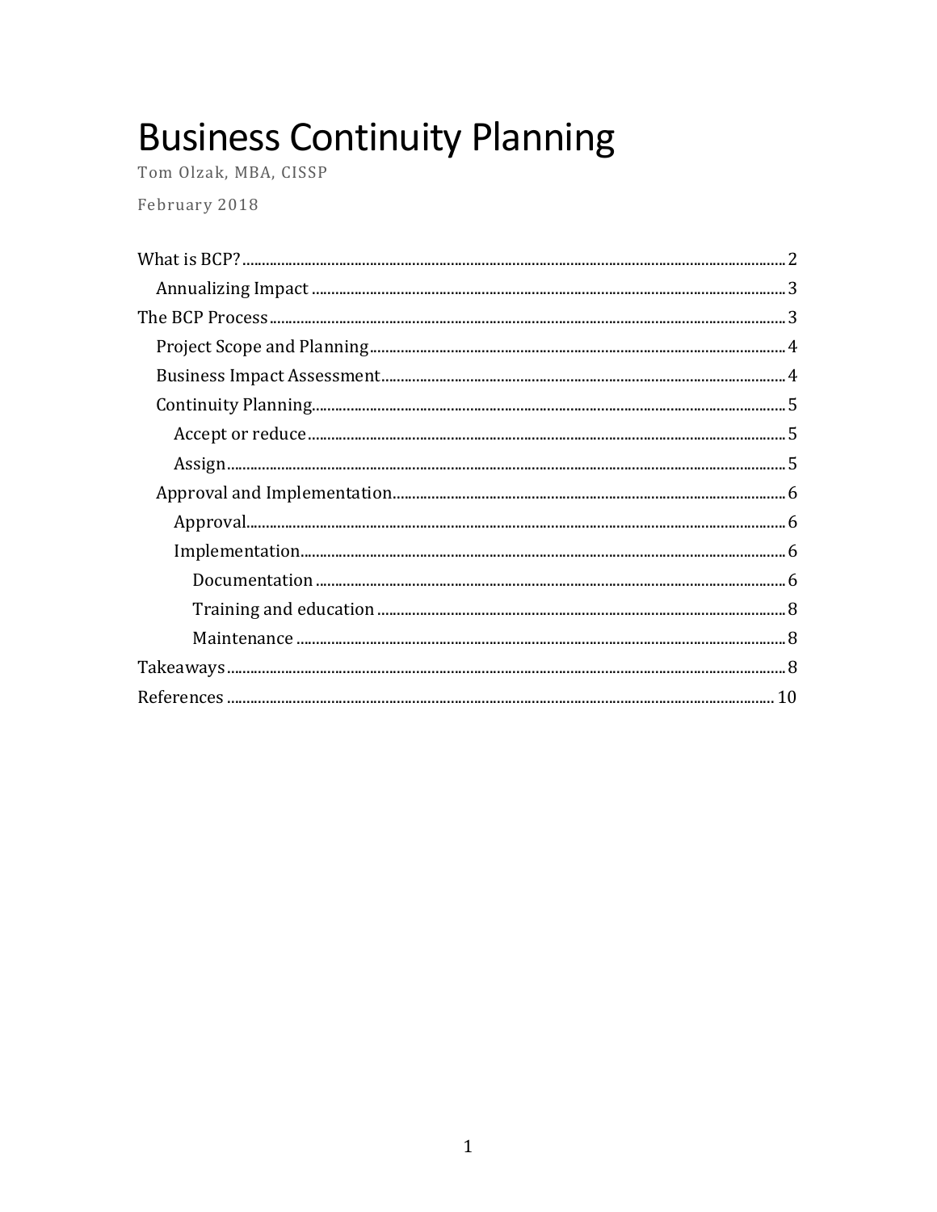# Business Continuity Planning

Tom Olzak, MBA, CISSP

February 2018

- What is BCP? ..... 2
  - Annualizing Impact ..... 3
- The BCP Process ..... 3
  - Project Scope and Planning ..... 4
  - Business Impact Assessment ..... 4
  - Continuity Planning ..... 5
    - Accept or reduce ..... 5
    - Assign ..... 5
  - Approval and Implementation ..... 6
    - Approval ..... 6
    - Implementation ..... 6
      - Documentation ..... 6
      - Training and education ..... 8
      - Maintenance ..... 8
- Takeaways ..... 8
- References ..... 10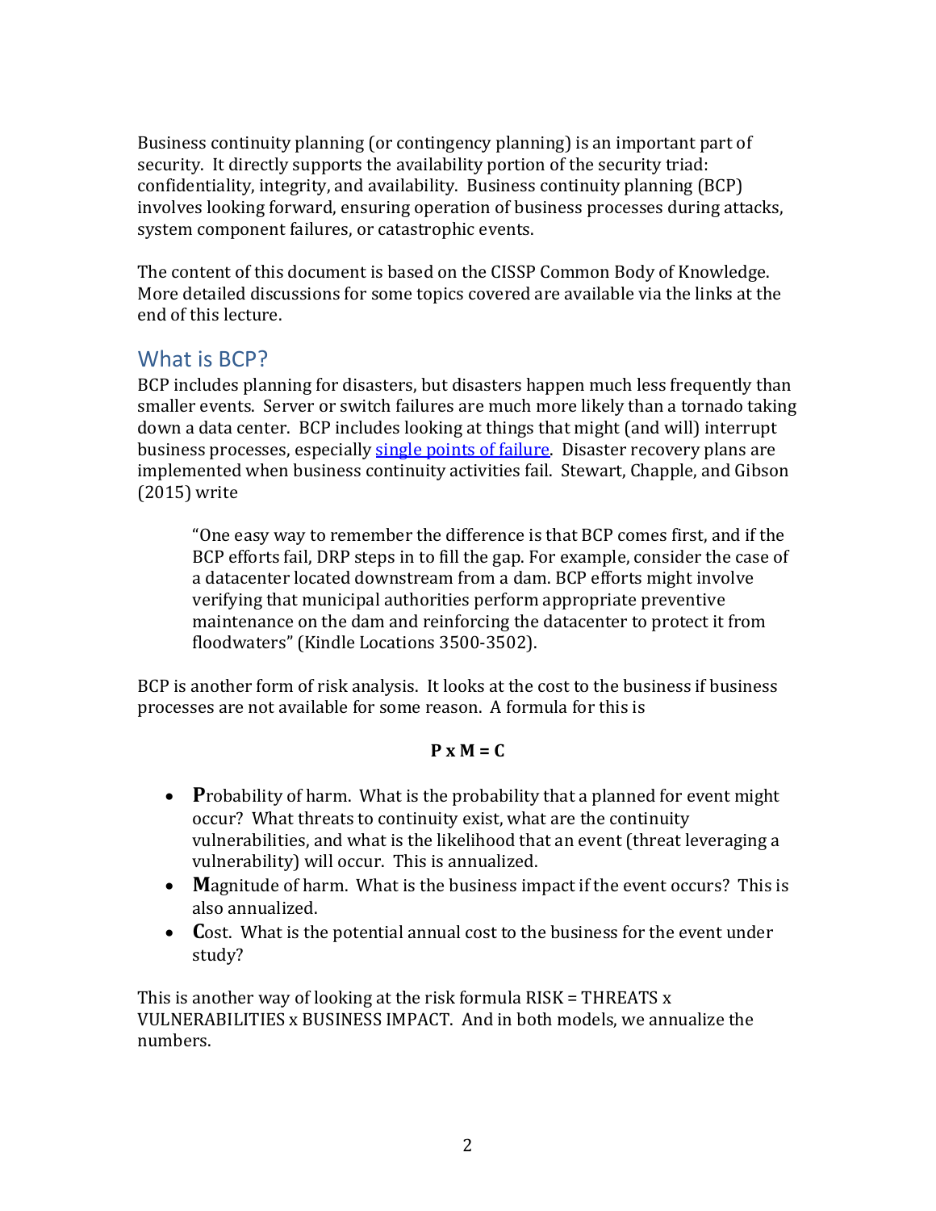Business continuity planning (or contingency planning) is an important part of security. It directly supports the availability portion of the security triad: confidentiality, integrity, and availability. Business continuity planning (BCP) involves looking forward, ensuring operation of business processes during attacks, system component failures, or catastrophic events.

The content of this document is based on the CISSP Common Body of Knowledge. More detailed discussions for some topics covered are available via the links at the end of this lecture.

## What is BCP?

BCP includes planning for disasters, but disasters happen much less frequently than smaller events. Server or switch failures are much more likely than a tornado taking down a data center. BCP includes looking at things that might (and will) interrupt business processes, especially [single points of failure](). Disaster recovery plans are implemented when business continuity activities fail. Stewart, Chapple, and Gibson (2015) write

> "One easy way to remember the difference is that BCP comes first, and if the BCP efforts fail, DRP steps in to fill the gap. For example, consider the case of a datacenter located downstream from a dam. BCP efforts might involve verifying that municipal authorities perform appropriate preventive maintenance on the dam and reinforcing the datacenter to protect it from floodwaters" (Kindle Locations 3500-3502).

BCP is another form of risk analysis. It looks at the cost to the business if business processes are not available for some reason. A formula for this is

**P x M = C**

- **P**robability of harm. What is the probability that a planned for event might occur? What threats to continuity exist, what are the continuity vulnerabilities, and what is the likelihood that an event (threat leveraging a vulnerability) will occur. This is annualized.
- **M**agnitude of harm. What is the business impact if the event occurs? This is also annualized.
- **C**ost. What is the potential annual cost to the business for the event under study?

This is another way of looking at the risk formula RISK = THREATS x VULNERABILITIES x BUSINESS IMPACT. And in both models, we annualize the numbers.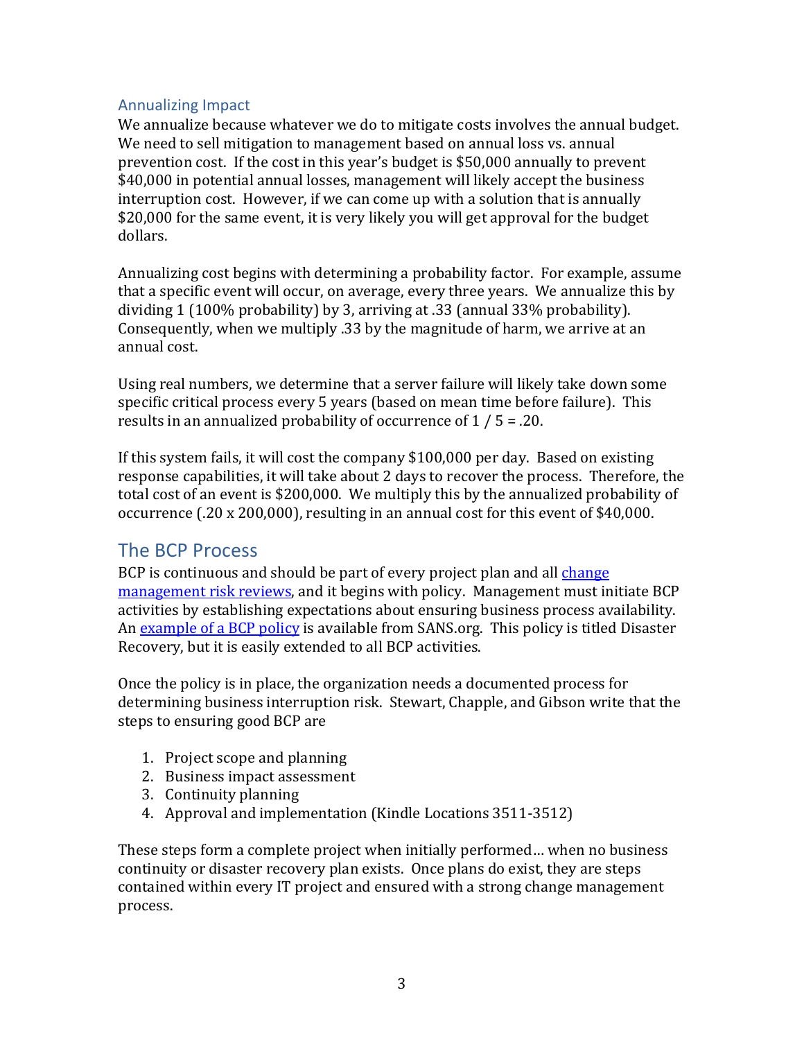### Annualizing Impact

We annualize because whatever we do to mitigate costs involves the annual budget. We need to sell mitigation to management based on annual loss vs. annual prevention cost. If the cost in this year's budget is $50,000 annually to prevent $40,000 in potential annual losses, management will likely accept the business interruption cost. However, if we can come up with a solution that is annually $20,000 for the same event, it is very likely you will get approval for the budget dollars.

Annualizing cost begins with determining a probability factor. For example, assume that a specific event will occur, on average, every three years. We annualize this by dividing 1 (100% probability) by 3, arriving at .33 (annual 33% probability). Consequently, when we multiply .33 by the magnitude of harm, we arrive at an annual cost.

Using real numbers, we determine that a server failure will likely take down some specific critical process every 5 years (based on mean time before failure). This results in an annualized probability of occurrence of 1 / 5 = .20.

If this system fails, it will cost the company $100,000 per day. Based on existing response capabilities, it will take about 2 days to recover the process. Therefore, the total cost of an event is $200,000. We multiply this by the annualized probability of occurrence (.20 x 200,000), resulting in an annual cost for this event of $40,000.

## The BCP Process

BCP is continuous and should be part of every project plan and all change management risk reviews, and it begins with policy. Management must initiate BCP activities by establishing expectations about ensuring business process availability. An example of a BCP policy is available from SANS.org. This policy is titled Disaster Recovery, but it is easily extended to all BCP activities.

Once the policy is in place, the organization needs a documented process for determining business interruption risk. Stewart, Chapple, and Gibson write that the steps to ensuring good BCP are

1. Project scope and planning
2. Business impact assessment
3. Continuity planning
4. Approval and implementation (Kindle Locations 3511-3512)

These steps form a complete project when initially performed… when no business continuity or disaster recovery plan exists. Once plans do exist, they are steps contained within every IT project and ensured with a strong change management process.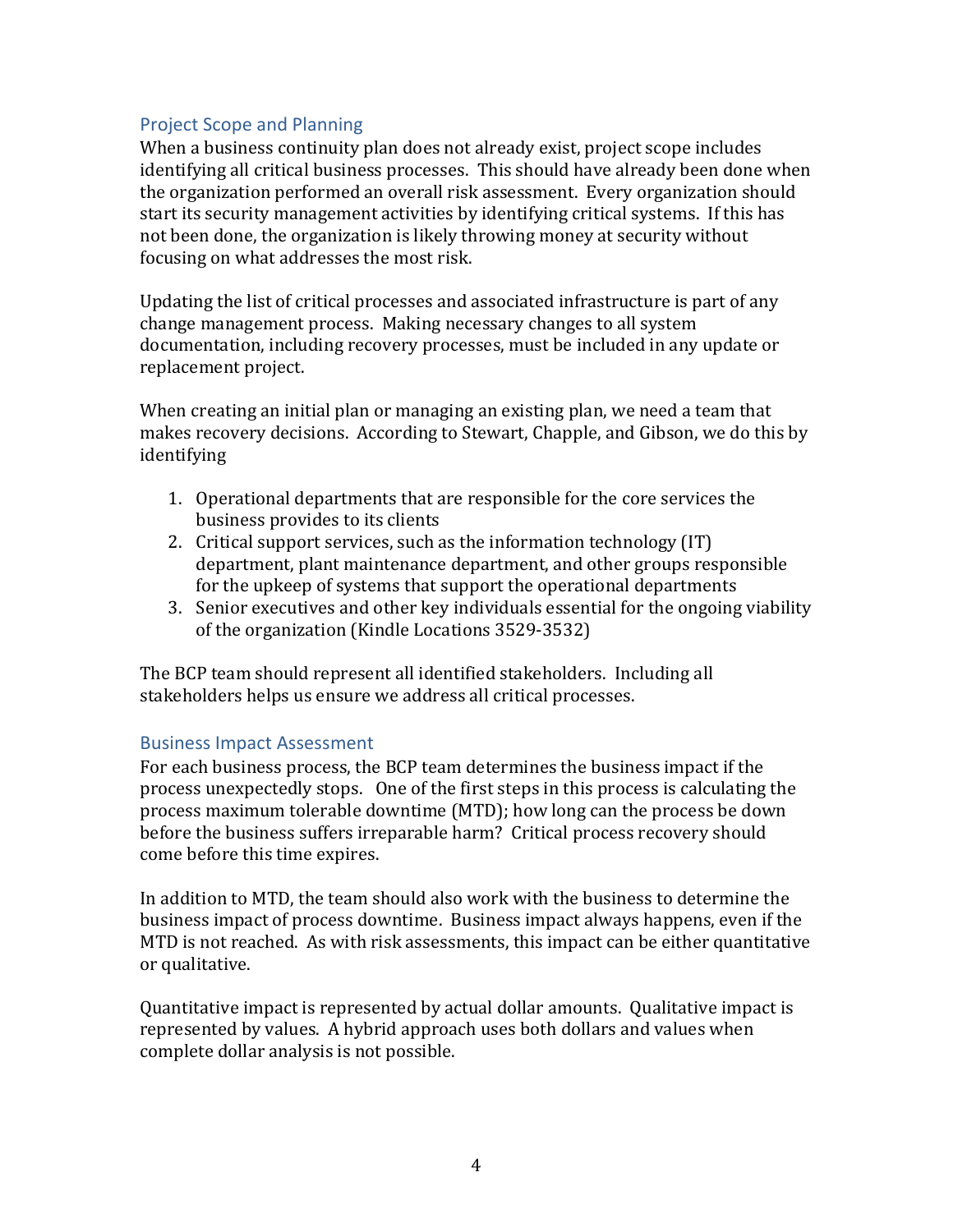## Project Scope and Planning

When a business continuity plan does not already exist, project scope includes identifying all critical business processes. This should have already been done when the organization performed an overall risk assessment. Every organization should start its security management activities by identifying critical systems. If this has not been done, the organization is likely throwing money at security without focusing on what addresses the most risk.

Updating the list of critical processes and associated infrastructure is part of any change management process. Making necessary changes to all system documentation, including recovery processes, must be included in any update or replacement project.

When creating an initial plan or managing an existing plan, we need a team that makes recovery decisions. According to Stewart, Chapple, and Gibson, we do this by identifying

1. Operational departments that are responsible for the core services the business provides to its clients
2. Critical support services, such as the information technology (IT) department, plant maintenance department, and other groups responsible for the upkeep of systems that support the operational departments
3. Senior executives and other key individuals essential for the ongoing viability of the organization (Kindle Locations 3529-3532)

The BCP team should represent all identified stakeholders. Including all stakeholders helps us ensure we address all critical processes.

## Business Impact Assessment

For each business process, the BCP team determines the business impact if the process unexpectedly stops. One of the first steps in this process is calculating the process maximum tolerable downtime (MTD); how long can the process be down before the business suffers irreparable harm? Critical process recovery should come before this time expires.

In addition to MTD, the team should also work with the business to determine the business impact of process downtime. Business impact always happens, even if the MTD is not reached. As with risk assessments, this impact can be either quantitative or qualitative.

Quantitative impact is represented by actual dollar amounts. Qualitative impact is represented by values. A hybrid approach uses both dollars and values when complete dollar analysis is not possible.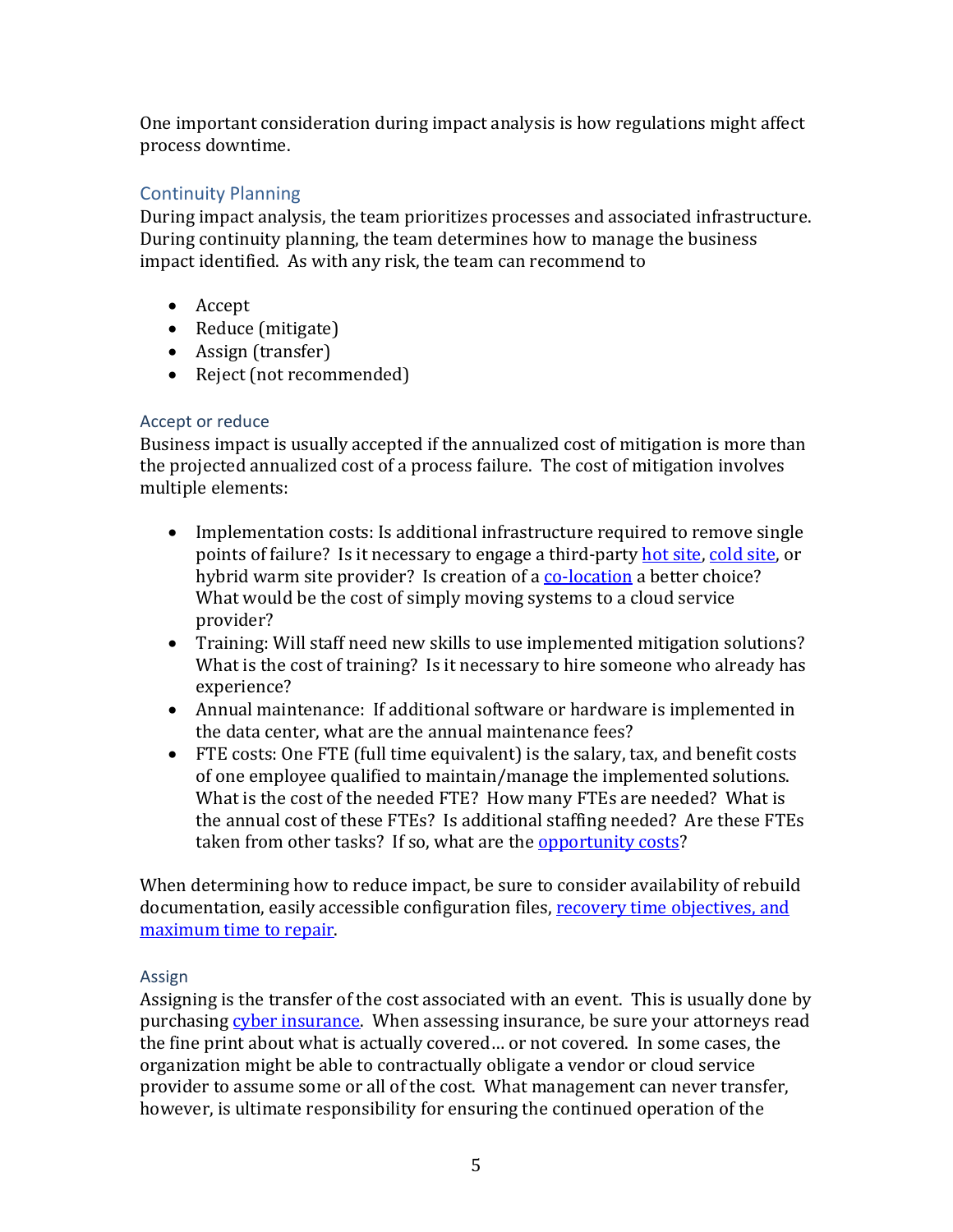One important consideration during impact analysis is how regulations might affect process downtime.

## Continuity Planning

During impact analysis, the team prioritizes processes and associated infrastructure. During continuity planning, the team determines how to manage the business impact identified. As with any risk, the team can recommend to

- Accept
- Reduce (mitigate)
- Assign (transfer)
- Reject (not recommended)

### Accept or reduce

Business impact is usually accepted if the annualized cost of mitigation is more than the projected annualized cost of a process failure. The cost of mitigation involves multiple elements:

- Implementation costs: Is additional infrastructure required to remove single points of failure? Is it necessary to engage a third-party hot site, cold site, or hybrid warm site provider? Is creation of a co-location a better choice? What would be the cost of simply moving systems to a cloud service provider?
- Training: Will staff need new skills to use implemented mitigation solutions? What is the cost of training? Is it necessary to hire someone who already has experience?
- Annual maintenance: If additional software or hardware is implemented in the data center, what are the annual maintenance fees?
- FTE costs: One FTE (full time equivalent) is the salary, tax, and benefit costs of one employee qualified to maintain/manage the implemented solutions. What is the cost of the needed FTE? How many FTEs are needed? What is the annual cost of these FTEs? Is additional staffing needed? Are these FTEs taken from other tasks? If so, what are the opportunity costs?

When determining how to reduce impact, be sure to consider availability of rebuild documentation, easily accessible configuration files, recovery time objectives, and maximum time to repair.

### Assign

Assigning is the transfer of the cost associated with an event. This is usually done by purchasing cyber insurance. When assessing insurance, be sure your attorneys read the fine print about what is actually covered… or not covered. In some cases, the organization might be able to contractually obligate a vendor or cloud service provider to assume some or all of the cost. What management can never transfer, however, is ultimate responsibility for ensuring the continued operation of the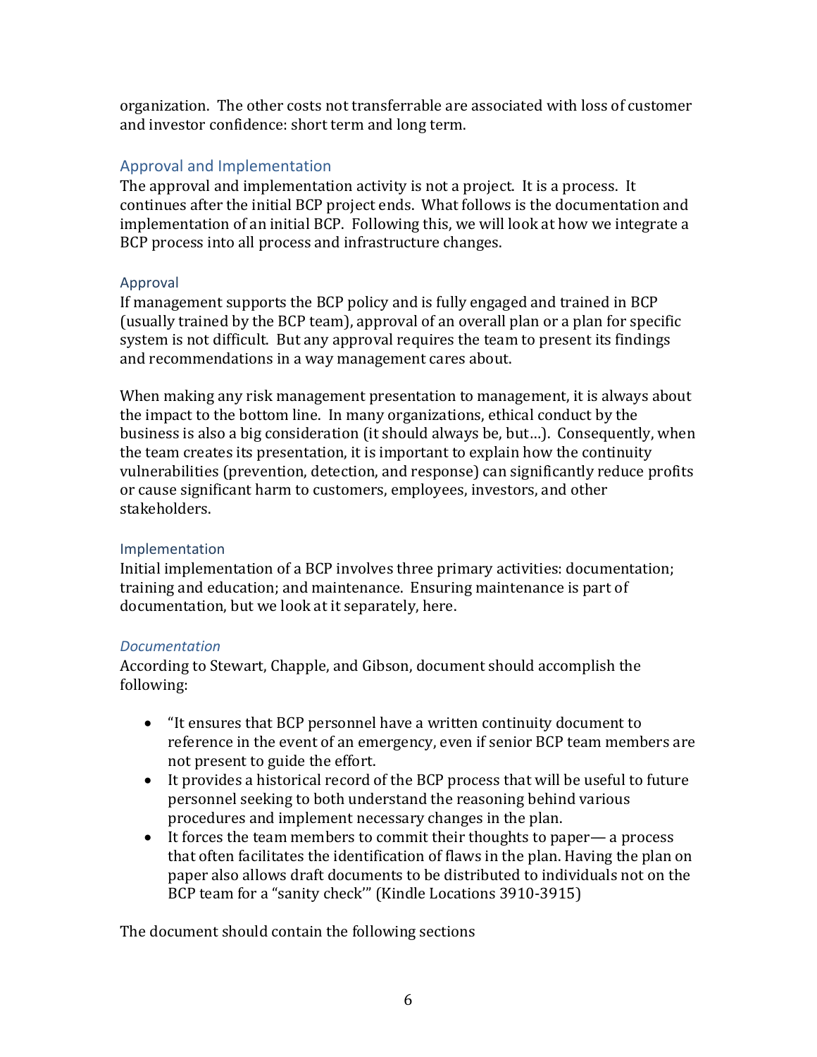organization. The other costs not transferrable are associated with loss of customer and investor confidence: short term and long term.

## Approval and Implementation

The approval and implementation activity is not a project. It is a process. It continues after the initial BCP project ends. What follows is the documentation and implementation of an initial BCP. Following this, we will look at how we integrate a BCP process into all process and infrastructure changes.

### Approval

If management supports the BCP policy and is fully engaged and trained in BCP (usually trained by the BCP team), approval of an overall plan or a plan for specific system is not difficult. But any approval requires the team to present its findings and recommendations in a way management cares about.

When making any risk management presentation to management, it is always about the impact to the bottom line. In many organizations, ethical conduct by the business is also a big consideration (it should always be, but…). Consequently, when the team creates its presentation, it is important to explain how the continuity vulnerabilities (prevention, detection, and response) can significantly reduce profits or cause significant harm to customers, employees, investors, and other stakeholders.

### Implementation

Initial implementation of a BCP involves three primary activities: documentation; training and education; and maintenance. Ensuring maintenance is part of documentation, but we look at it separately, here.

#### *Documentation*

According to Stewart, Chapple, and Gibson, document should accomplish the following:

- "It ensures that BCP personnel have a written continuity document to reference in the event of an emergency, even if senior BCP team members are not present to guide the effort.
- It provides a historical record of the BCP process that will be useful to future personnel seeking to both understand the reasoning behind various procedures and implement necessary changes in the plan.
- It forces the team members to commit their thoughts to paper— a process that often facilitates the identification of flaws in the plan. Having the plan on paper also allows draft documents to be distributed to individuals not on the BCP team for a "sanity check"" (Kindle Locations 3910-3915)

The document should contain the following sections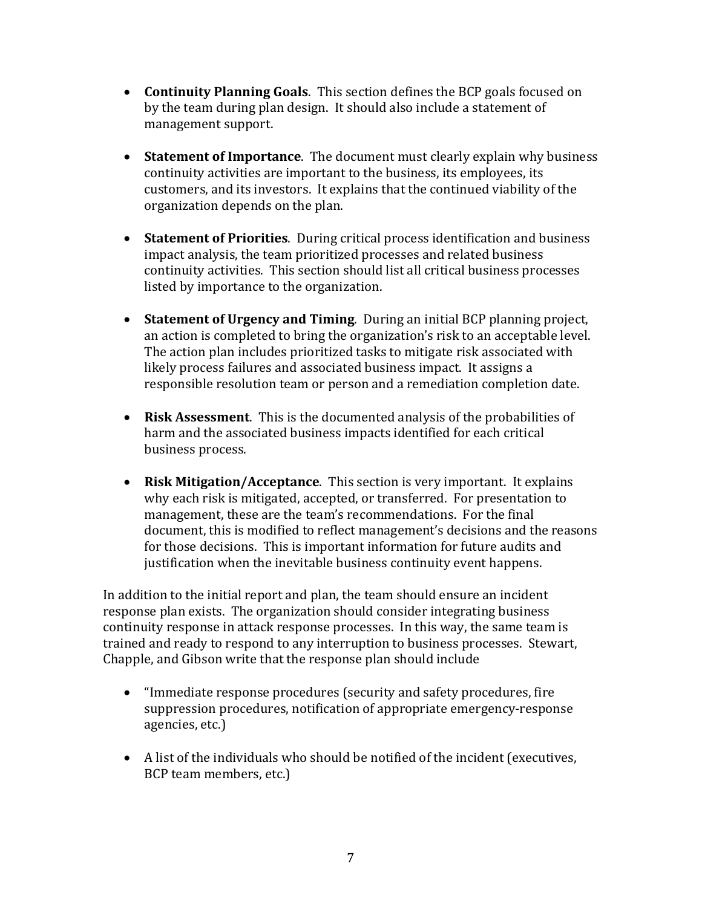- **Continuity Planning Goals**. This section defines the BCP goals focused on by the team during plan design. It should also include a statement of management support.

- **Statement of Importance**. The document must clearly explain why business continuity activities are important to the business, its employees, its customers, and its investors. It explains that the continued viability of the organization depends on the plan.

- **Statement of Priorities**. During critical process identification and business impact analysis, the team prioritized processes and related business continuity activities. This section should list all critical business processes listed by importance to the organization.

- **Statement of Urgency and Timing**. During an initial BCP planning project, an action is completed to bring the organization's risk to an acceptable level. The action plan includes prioritized tasks to mitigate risk associated with likely process failures and associated business impact. It assigns a responsible resolution team or person and a remediation completion date.

- **Risk Assessment**. This is the documented analysis of the probabilities of harm and the associated business impacts identified for each critical business process.

- **Risk Mitigation/Acceptance**. This section is very important. It explains why each risk is mitigated, accepted, or transferred. For presentation to management, these are the team's recommendations. For the final document, this is modified to reflect management's decisions and the reasons for those decisions. This is important information for future audits and justification when the inevitable business continuity event happens.

In addition to the initial report and plan, the team should ensure an incident response plan exists. The organization should consider integrating business continuity response in attack response processes. In this way, the same team is trained and ready to respond to any interruption to business processes. Stewart, Chapple, and Gibson write that the response plan should include

- "Immediate response procedures (security and safety procedures, fire suppression procedures, notification of appropriate emergency-response agencies, etc.)

- A list of the individuals who should be notified of the incident (executives, BCP team members, etc.)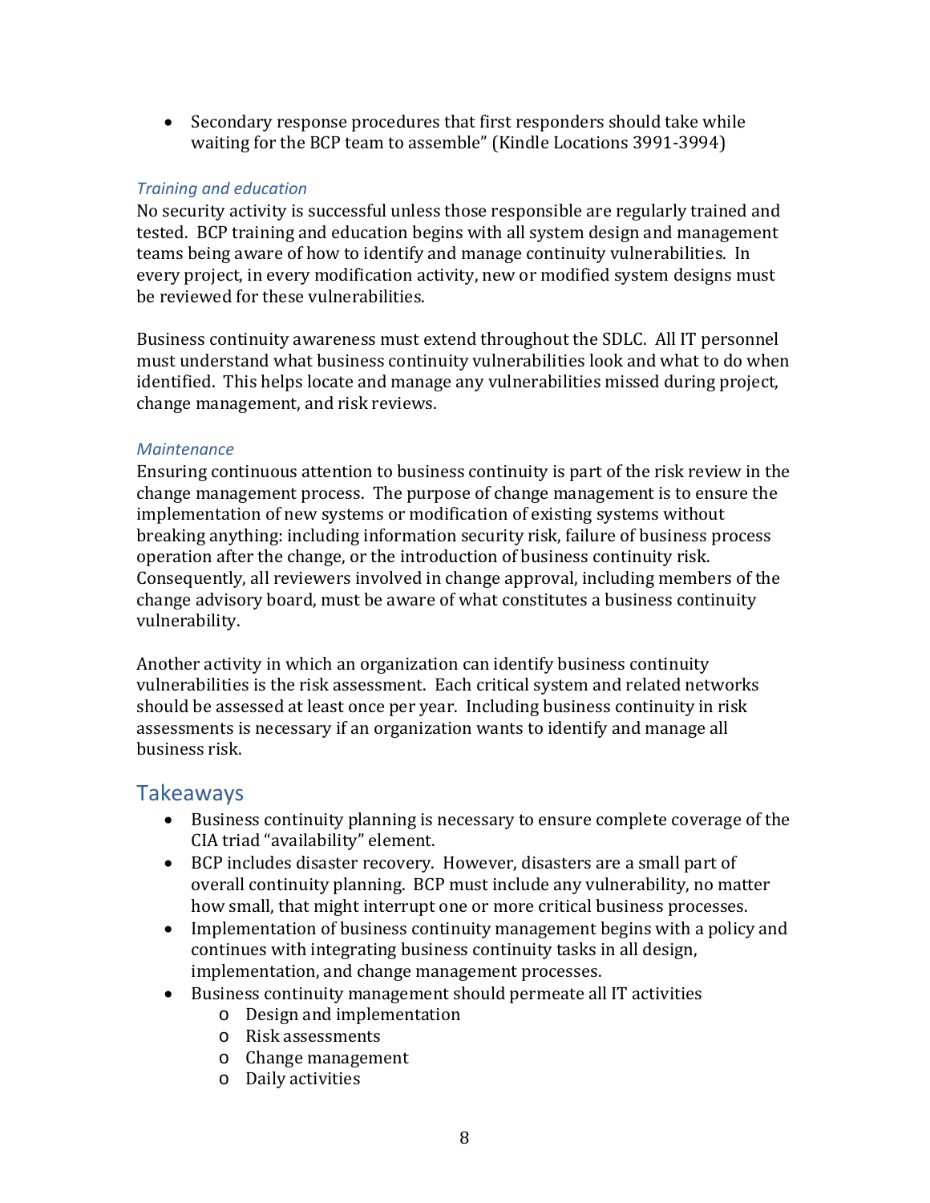- Secondary response procedures that first responders should take while waiting for the BCP team to assemble" (Kindle Locations 3991-3994)

### *Training and education*

No security activity is successful unless those responsible are regularly trained and tested. BCP training and education begins with all system design and management teams being aware of how to identify and manage continuity vulnerabilities. In every project, in every modification activity, new or modified system designs must be reviewed for these vulnerabilities.

Business continuity awareness must extend throughout the SDLC. All IT personnel must understand what business continuity vulnerabilities look and what to do when identified. This helps locate and manage any vulnerabilities missed during project, change management, and risk reviews.

### *Maintenance*

Ensuring continuous attention to business continuity is part of the risk review in the change management process. The purpose of change management is to ensure the implementation of new systems or modification of existing systems without breaking anything: including information security risk, failure of business process operation after the change, or the introduction of business continuity risk. Consequently, all reviewers involved in change approval, including members of the change advisory board, must be aware of what constitutes a business continuity vulnerability.

Another activity in which an organization can identify business continuity vulnerabilities is the risk assessment. Each critical system and related networks should be assessed at least once per year. Including business continuity in risk assessments is necessary if an organization wants to identify and manage all business risk.

## Takeaways

- Business continuity planning is necessary to ensure complete coverage of the CIA triad "availability" element.
- BCP includes disaster recovery. However, disasters are a small part of overall continuity planning. BCP must include any vulnerability, no matter how small, that might interrupt one or more critical business processes.
- Implementation of business continuity management begins with a policy and continues with integrating business continuity tasks in all design, implementation, and change management processes.
- Business continuity management should permeate all IT activities
  - Design and implementation
  - Risk assessments
  - Change management
  - Daily activities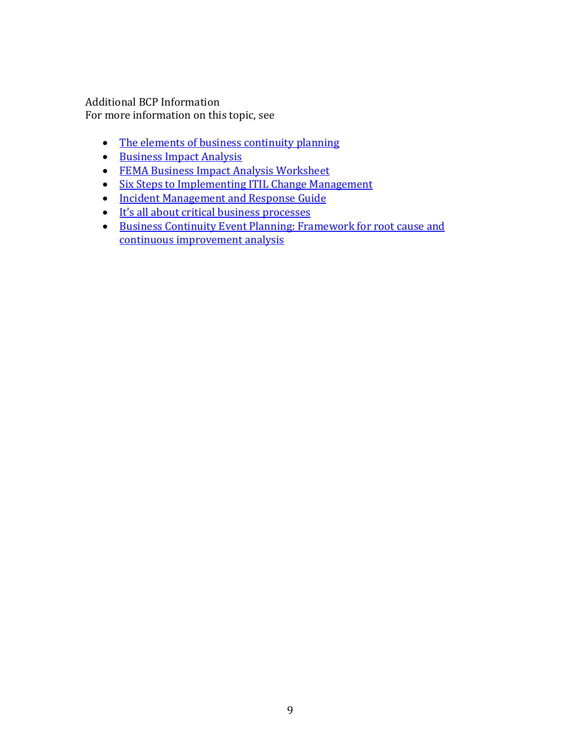Additional BCP Information
For more information on this topic, see

- The elements of business continuity planning
- Business Impact Analysis
- FEMA Business Impact Analysis Worksheet
- Six Steps to Implementing ITIL Change Management
- Incident Management and Response Guide
- It's all about critical business processes
- Business Continuity Event Planning: Framework for root cause and continuous improvement analysis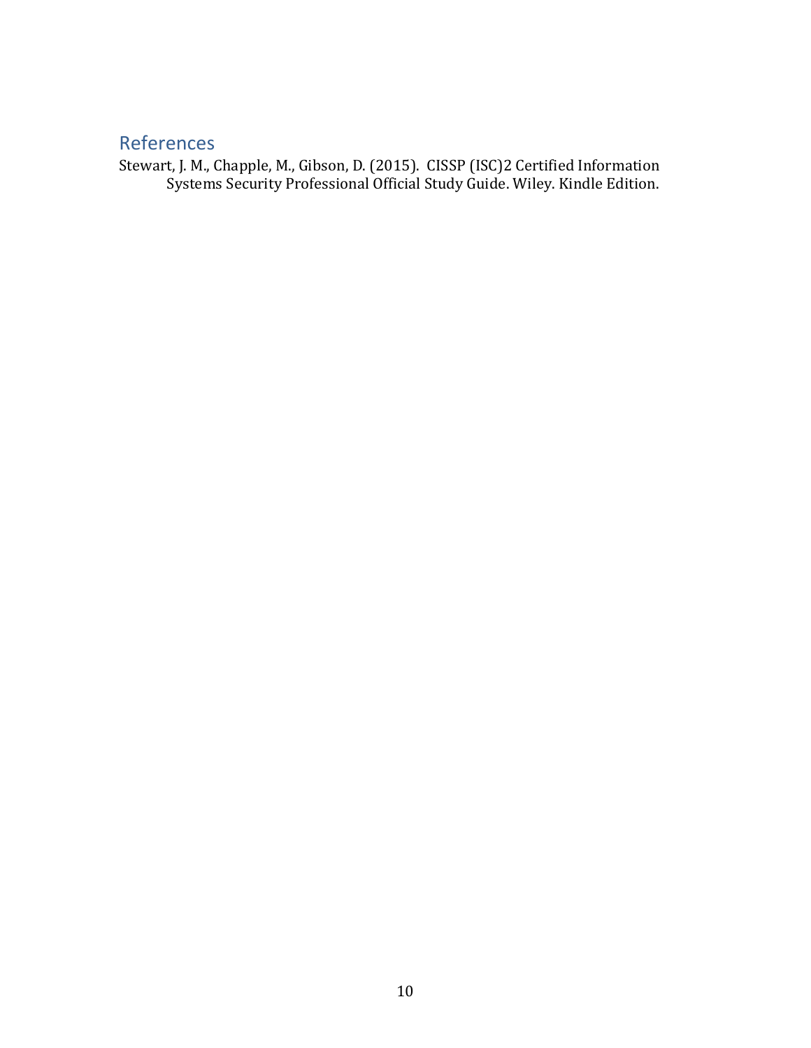## References

Stewart, J. M., Chapple, M., Gibson, D. (2015). CISSP (ISC)2 Certified Information Systems Security Professional Official Study Guide. Wiley. Kindle Edition.